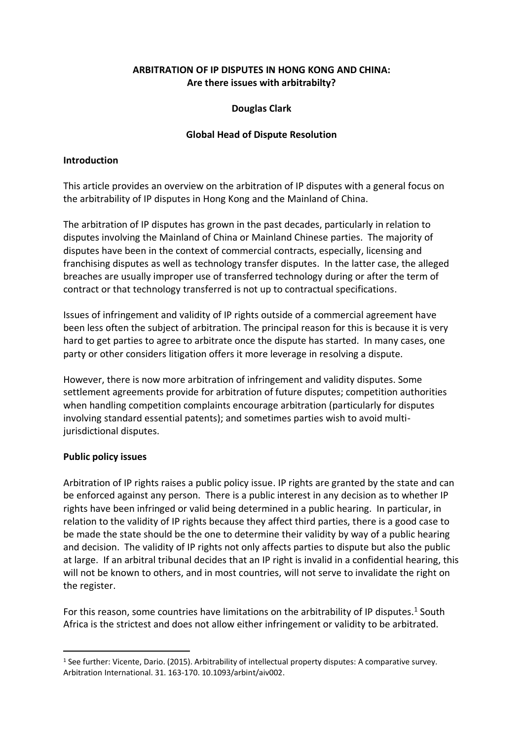**ARBITRATION OF IP DISPUTES IN HONG KONG AND CHINA: Are there issues with arbitrabilty?**

**Douglas Clark**

**Global Head of Dispute Resolution**

**Introduction**

This article provides an overview on the arbitration of IP disputes with a general focus on the arbitrability of IP disputes in Hong Kong and the Mainland of China.

The arbitration of IP disputes has grown in the past decades, particularly in relation to disputes involving the Mainland of China or Mainland Chinese parties. The majority of disputes have been in the context of commercial contracts, especially, licensing and franchising disputes as well as technology transfer disputes. In the latter case, the alleged breaches are usually improper use of transferred technology during or after the term of contract or that technology transferred is not up to contractual specifications.

Issues of infringement and validity of IP rights outside of a commercial agreement have been less often the subject of arbitration. The principal reason for this is because it is very hard to get parties to agree to arbitrate once the dispute has started. In many cases, one party or other considers litigation offers it more leverage in resolving a dispute.

However, there is now more arbitration of infringement and validity disputes. Some settlement agreements provide for arbitration of future disputes; competition authorities when handling competition complaints encourage arbitration (particularly for disputes involving standard essential patents); and sometimes parties wish to avoid multi-jurisdictional disputes.

**Public policy issues**

Arbitration of IP rights raises a public policy issue. IP rights are granted by the state and can be enforced against any person. There is a public interest in any decision as to whether IP rights have been infringed or valid being determined in a public hearing. In particular, in relation to the validity of IP rights because they affect third parties, there is a good case to be made the state should be the one to determine their validity by way of a public hearing and decision. The validity of IP rights not only affects parties to dispute but also the public at large. If an arbitral tribunal decides that an IP right is invalid in a confidential hearing, this will not be known to others, and in most countries, will not serve to invalidate the right on the register.

For this reason, some countries have limitations on the arbitrability of IP disputes.[1] South Africa is the strictest and does not allow either infringement or validity to be arbitrated.

[1] See further: Vicente, Dario. (2015). Arbitrability of intellectual property disputes: A comparative survey. Arbitration International. 31. 163-170. 10.1093/arbint/aiv002.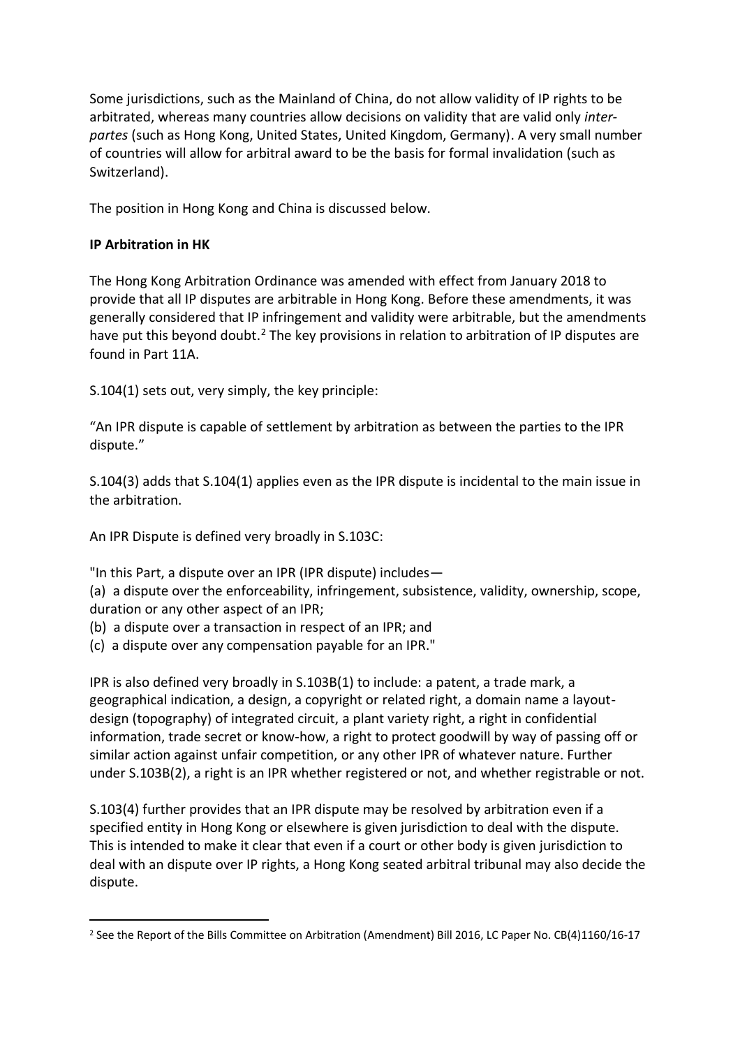Some jurisdictions, such as the Mainland of China, do not allow validity of IP rights to be arbitrated, whereas many countries allow decisions on validity that are valid only *inter-partes* (such as Hong Kong, United States, United Kingdom, Germany). A very small number of countries will allow for arbitral award to be the basis for formal invalidation (such as Switzerland).

The position in Hong Kong and China is discussed below.

**IP Arbitration in HK**

The Hong Kong Arbitration Ordinance was amended with effect from January 2018 to provide that all IP disputes are arbitrable in Hong Kong. Before these amendments, it was generally considered that IP infringement and validity were arbitrable, but the amendments have put this beyond doubt.[2] The key provisions in relation to arbitration of IP disputes are found in Part 11A.

S.104(1) sets out, very simply, the key principle:

"An IPR dispute is capable of settlement by arbitration as between the parties to the IPR dispute."

S.104(3) adds that S.104(1) applies even as the IPR dispute is incidental to the main issue in the arbitration.

An IPR Dispute is defined very broadly in S.103C:

"In this Part, a dispute over an IPR (IPR dispute) includes—
(a) a dispute over the enforceability, infringement, subsistence, validity, ownership, scope, duration or any other aspect of an IPR;
(b) a dispute over a transaction in respect of an IPR; and
(c) a dispute over any compensation payable for an IPR."

IPR is also defined very broadly in S.103B(1) to include: a patent, a trade mark, a geographical indication, a design, a copyright or related right, a domain name a layout-design (topography) of integrated circuit, a plant variety right, a right in confidential information, trade secret or know-how, a right to protect goodwill by way of passing off or similar action against unfair competition, or any other IPR of whatever nature. Further under S.103B(2), a right is an IPR whether registered or not, and whether registrable or not.

S.103(4) further provides that an IPR dispute may be resolved by arbitration even if a specified entity in Hong Kong or elsewhere is given jurisdiction to deal with the dispute. This is intended to make it clear that even if a court or other body is given jurisdiction to deal with an dispute over IP rights, a Hong Kong seated arbitral tribunal may also decide the dispute.

---

[2] See the Report of the Bills Committee on Arbitration (Amendment) Bill 2016, LC Paper No. CB(4)1160/16-17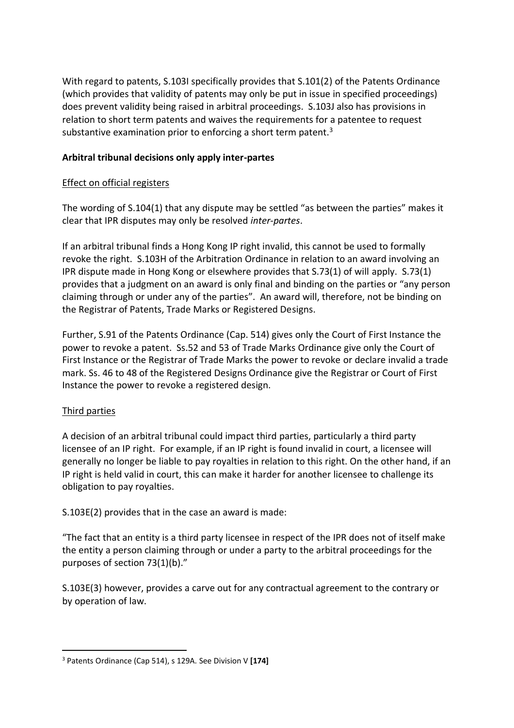With regard to patents, S.103I specifically provides that S.101(2) of the Patents Ordinance (which provides that validity of patents may only be put in issue in specified proceedings) does prevent validity being raised in arbitral proceedings. S.103J also has provisions in relation to short term patents and waives the requirements for a patentee to request substantive examination prior to enforcing a short term patent.[3]

**Arbitral tribunal decisions only apply inter-partes**

<u>Effect on official registers</u>

The wording of S.104(1) that any dispute may be settled "as between the parties" makes it clear that IPR disputes may only be resolved *inter-partes*.

If an arbitral tribunal finds a Hong Kong IP right invalid, this cannot be used to formally revoke the right. S.103H of the Arbitration Ordinance in relation to an award involving an IPR dispute made in Hong Kong or elsewhere provides that S.73(1) of will apply. S.73(1) provides that a judgment on an award is only final and binding on the parties or "any person claiming through or under any of the parties". An award will, therefore, not be binding on the Registrar of Patents, Trade Marks or Registered Designs.

Further, S.91 of the Patents Ordinance (Cap. 514) gives only the Court of First Instance the power to revoke a patent. Ss.52 and 53 of Trade Marks Ordinance give only the Court of First Instance or the Registrar of Trade Marks the power to revoke or declare invalid a trade mark. Ss. 46 to 48 of the Registered Designs Ordinance give the Registrar or Court of First Instance the power to revoke a registered design.

<u>Third parties</u>

A decision of an arbitral tribunal could impact third parties, particularly a third party licensee of an IP right. For example, if an IP right is found invalid in court, a licensee will generally no longer be liable to pay royalties in relation to this right. On the other hand, if an IP right is held valid in court, this can make it harder for another licensee to challenge its obligation to pay royalties.

S.103E(2) provides that in the case an award is made:

"The fact that an entity is a third party licensee in respect of the IPR does not of itself make the entity a person claiming through or under a party to the arbitral proceedings for the purposes of section 73(1)(b)."

S.103E(3) however, provides a carve out for any contractual agreement to the contrary or by operation of law.

---

[3] Patents Ordinance (Cap 514), s 129A. See Division V **[174]**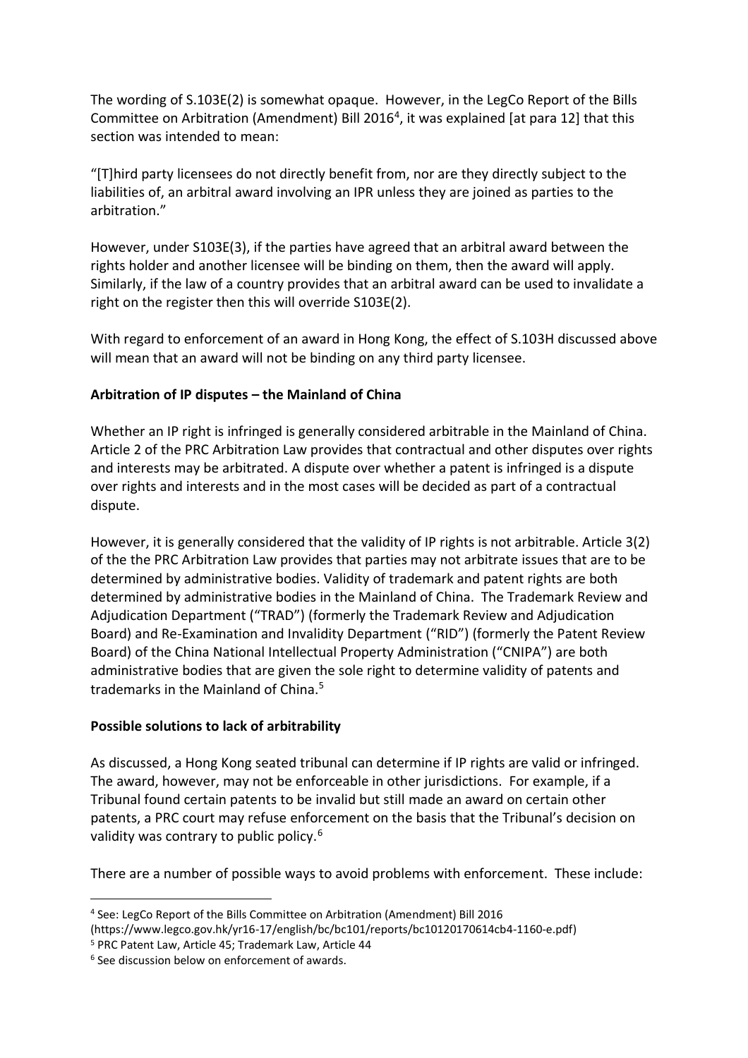The wording of S.103E(2) is somewhat opaque. However, in the LegCo Report of the Bills Committee on Arbitration (Amendment) Bill 2016[4], it was explained [at para 12] that this section was intended to mean:

"[T]hird party licensees do not directly benefit from, nor are they directly subject to the liabilities of, an arbitral award involving an IPR unless they are joined as parties to the arbitration."

However, under S103E(3), if the parties have agreed that an arbitral award between the rights holder and another licensee will be binding on them, then the award will apply. Similarly, if the law of a country provides that an arbitral award can be used to invalidate a right on the register then this will override S103E(2).

With regard to enforcement of an award in Hong Kong, the effect of S.103H discussed above will mean that an award will not be binding on any third party licensee.

**Arbitration of IP disputes – the Mainland of China**

Whether an IP right is infringed is generally considered arbitrable in the Mainland of China. Article 2 of the PRC Arbitration Law provides that contractual and other disputes over rights and interests may be arbitrated. A dispute over whether a patent is infringed is a dispute over rights and interests and in the most cases will be decided as part of a contractual dispute.

However, it is generally considered that the validity of IP rights is not arbitrable. Article 3(2) of the the PRC Arbitration Law provides that parties may not arbitrate issues that are to be determined by administrative bodies. Validity of trademark and patent rights are both determined by administrative bodies in the Mainland of China. The Trademark Review and Adjudication Department ("TRAD") (formerly the Trademark Review and Adjudication Board) and Re-Examination and Invalidity Department ("RID") (formerly the Patent Review Board) of the China National Intellectual Property Administration ("CNIPA") are both administrative bodies that are given the sole right to determine validity of patents and trademarks in the Mainland of China.[5]

**Possible solutions to lack of arbitrability**

As discussed, a Hong Kong seated tribunal can determine if IP rights are valid or infringed. The award, however, may not be enforceable in other jurisdictions. For example, if a Tribunal found certain patents to be invalid but still made an award on certain other patents, a PRC court may refuse enforcement on the basis that the Tribunal's decision on validity was contrary to public policy.[6]

There are a number of possible ways to avoid problems with enforcement. These include:

---

[4] See: LegCo Report of the Bills Committee on Arbitration (Amendment) Bill 2016 (https://www.legco.gov.hk/yr16-17/english/bc/bc101/reports/bc10120170614cb4-1160-e.pdf)

[5] PRC Patent Law, Article 45; Trademark Law, Article 44

[6] See discussion below on enforcement of awards.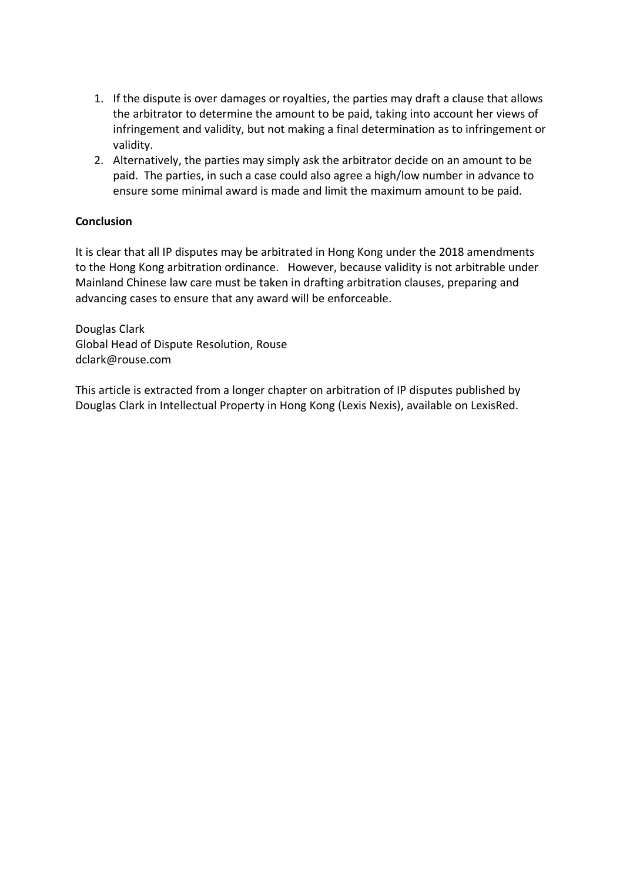1. If the dispute is over damages or royalties, the parties may draft a clause that allows the arbitrator to determine the amount to be paid, taking into account her views of infringement and validity, but not making a final determination as to infringement or validity.
2. Alternatively, the parties may simply ask the arbitrator decide on an amount to be paid. The parties, in such a case could also agree a high/low number in advance to ensure some minimal award is made and limit the maximum amount to be paid.

**Conclusion**

It is clear that all IP disputes may be arbitrated in Hong Kong under the 2018 amendments to the Hong Kong arbitration ordinance. However, because validity is not arbitrable under Mainland Chinese law care must be taken in drafting arbitration clauses, preparing and advancing cases to ensure that any award will be enforceable.

Douglas Clark
Global Head of Dispute Resolution, Rouse
dclark@rouse.com

This article is extracted from a longer chapter on arbitration of IP disputes published by Douglas Clark in Intellectual Property in Hong Kong (Lexis Nexis), available on LexisRed.